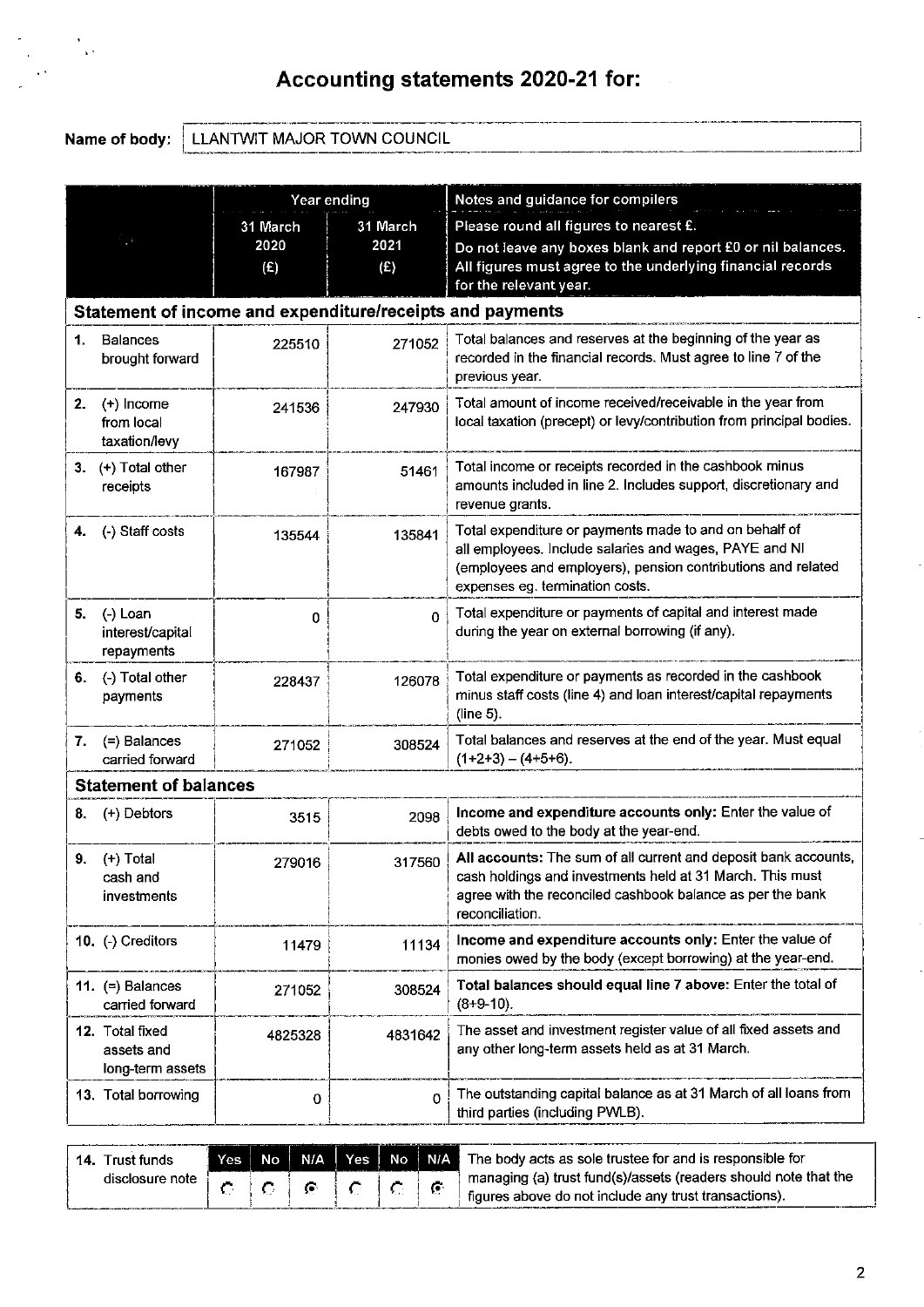# Accounting statements 2020-21 for:

**Name of body:** LLANTWIT MAJOR TOWN COUNCIL

| | Year ending | | Notes and guidance for compilers |
|---|---|---|---|
| | 31 March 2020 (£) | 31 March 2021 (£) | Please round all figures to nearest £. Do not leave any boxes blank and report £0 or nil balances. All figures must agree to the underlying financial records for the relevant year. |
| **Statement of income and expenditure/receipts and payments** | | | |
| 1. Balances brought forward | 225510 | 271052 | Total balances and reserves at the beginning of the year as recorded in the financial records. Must agree to line 7 of the previous year. |
| 2. (+) Income from local taxation/levy | 241536 | 247930 | Total amount of income received/receivable in the year from local taxation (precept) or levy/contribution from principal bodies. |
| 3. (+) Total other receipts | 167987 | 51461 | Total income or receipts recorded in the cashbook minus amounts included in line 2. Includes support, discretionary and revenue grants. |
| 4. (-) Staff costs | 135544 | 135841 | Total expenditure or payments made to and on behalf of all employees. Include salaries and wages, PAYE and NI (employees and employers), pension contributions and related expenses eg. termination costs. |
| 5. (-) Loan interest/capital repayments | 0 | 0 | Total expenditure or payments of capital and interest made during the year on external borrowing (if any). |
| 6. (-) Total other payments | 228437 | 126078 | Total expenditure or payments as recorded in the cashbook minus staff costs (line 4) and loan interest/capital repayments (line 5). |
| 7. (=) Balances carried forward | 271052 | 308524 | Total balances and reserves at the end of the year. Must equal (1+2+3) – (4+5+6). |
| **Statement of balances** | | | |
| 8. (+) Debtors | 3515 | 2098 | **Income and expenditure accounts only:** Enter the value of debts owed to the body at the year-end. |
| 9. (+) Total cash and investments | 279016 | 317560 | **All accounts:** The sum of all current and deposit bank accounts, cash holdings and investments held at 31 March. This must agree with the reconciled cashbook balance as per the bank reconciliation. |
| 10. (-) Creditors | 11479 | 11134 | **Income and expenditure accounts only:** Enter the value of monies owed by the body (except borrowing) at the year-end. |
| 11. (=) Balances carried forward | 271052 | 308524 | **Total balances should equal line 7 above:** Enter the total of (8+9-10). |
| 12. Total fixed assets and long-term assets | 4825328 | 4831642 | The asset and investment register value of all fixed assets and any other long-term assets held as at 31 March. |
| 13. Total borrowing | 0 | 0 | The outstanding capital balance as at 31 March of all loans from third parties (including PWLB). |

| | Yes | No | N/A | Yes | No | N/A | |
|---|---|---|---|---|---|---|---|
| 14. Trust funds disclosure note | ○ | ○ | ● | ○ | ○ | ● | The body acts as sole trustee for and is responsible for managing (a) trust fund(s)/assets (readers should note that the figures above do not include any trust transactions). |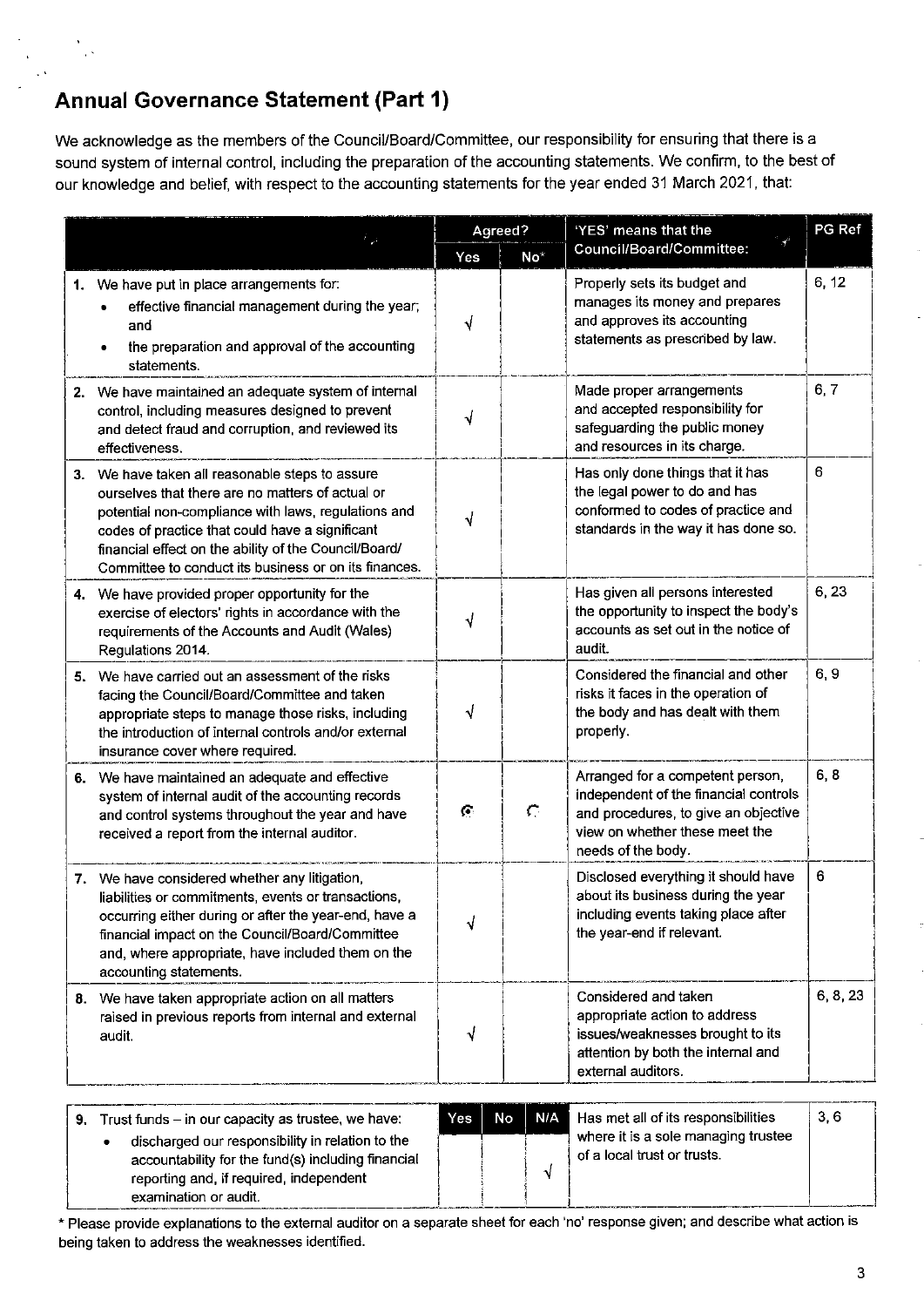## Annual Governance Statement (Part 1)

We acknowledge as the members of the Council/Board/Committee, our responsibility for ensuring that there is a sound system of internal control, including the preparation of the accounting statements. We confirm, to the best of our knowledge and belief, with respect to the accounting statements for the year ended 31 March 2021, that:

| | Agreed? | | 'YES' means that the Council/Board/Committee: | PG Ref |
|---|---|---|---|---|
| | Yes | No* | | |
| **1.** We have put in place arrangements for: <br>• effective financial management during the year; and <br>• the preparation and approval of the accounting statements. | √ | | Properly sets its budget and manages its money and prepares and approves its accounting statements as prescribed by law. | 6, 12 |
| **2.** We have maintained an adequate system of internal control, including measures designed to prevent and detect fraud and corruption, and reviewed its effectiveness. | √ | | Made proper arrangements and accepted responsibility for safeguarding the public money and resources in its charge. | 6, 7 |
| **3.** We have taken all reasonable steps to assure ourselves that there are no matters of actual or potential non-compliance with laws, regulations and codes of practice that could have a significant financial effect on the ability of the Council/Board/ Committee to conduct its business or on its finances. | √ | | Has only done things that it has the legal power to do and has conformed to codes of practice and standards in the way it has done so. | 6 |
| **4.** We have provided proper opportunity for the exercise of electors' rights in accordance with the requirements of the Accounts and Audit (Wales) Regulations 2014. | √ | | Has given all persons interested the opportunity to inspect the body's accounts as set out in the notice of audit. | 6, 23 |
| **5.** We have carried out an assessment of the risks facing the Council/Board/Committee and taken appropriate steps to manage those risks, including the introduction of internal controls and/or external insurance cover where required. | √ | | Considered the financial and other risks it faces in the operation of the body and has dealt with them properly. | 6, 9 |
| **6.** We have maintained an adequate and effective system of internal audit of the accounting records and control systems throughout the year and have received a report from the internal auditor. | ◉ | ○ | Arranged for a competent person, independent of the financial controls and procedures, to give an objective view on whether these meet the needs of the body. | 6, 8 |
| **7.** We have considered whether any litigation, liabilities or commitments, events or transactions, occurring either during or after the year-end, have a financial impact on the Council/Board/Committee and, where appropriate, have included them on the accounting statements. | √ | | Disclosed everything it should have about its business during the year including events taking place after the year-end if relevant. | 6 |
| **8.** We have taken appropriate action on all matters raised in previous reports from internal and external audit. | √ | | Considered and taken appropriate action to address issues/weaknesses brought to its attention by both the internal and external auditors. | 6, 8, 23 |

| | Yes | No | N/A | | |
|---|---|---|---|---|---|
| **9.** Trust funds – in our capacity as trustee, we have: <br>• discharged our responsibility in relation to the accountability for the fund(s) including financial reporting and, if required, independent examination or audit. | | | √ | Has met all of its responsibilities where it is a sole managing trustee of a local trust or trusts. | 3, 6 |

* Please provide explanations to the external auditor on a separate sheet for each 'no' response given; and describe what action is being taken to address the weaknesses identified.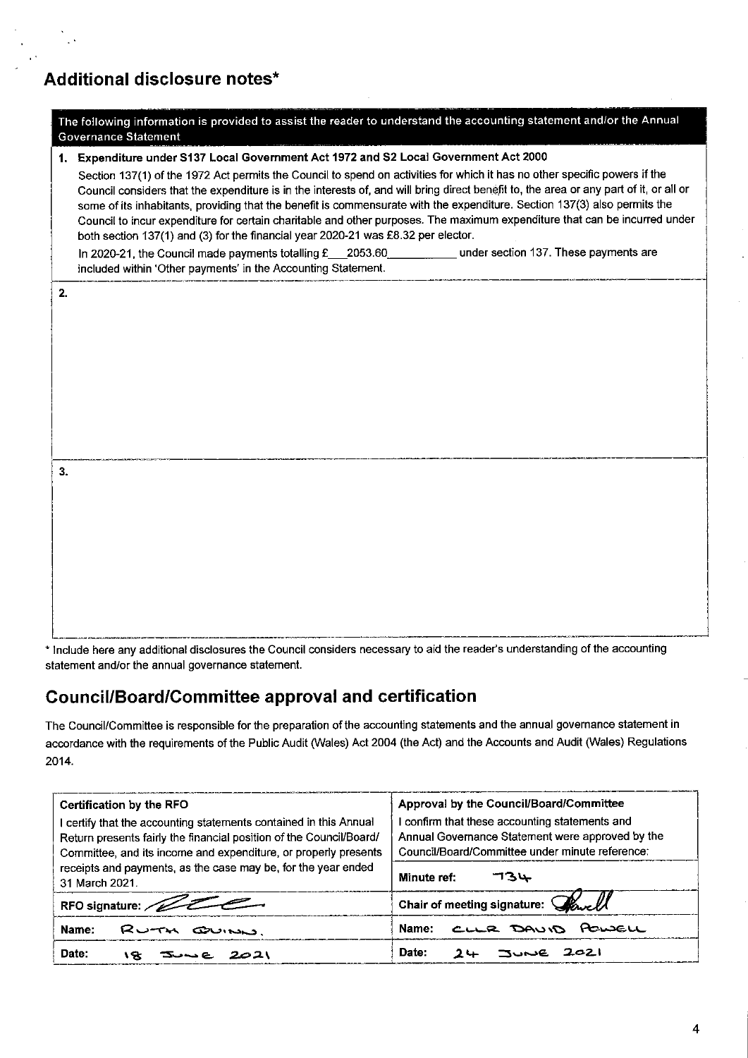## Additional disclosure notes*

| The following information is provided to assist the reader to understand the accounting statement and/or the Annual Governance Statement |
|---|
| **1. Expenditure under S137 Local Government Act 1972 and S2 Local Government Act 2000**<br>Section 137(1) of the 1972 Act permits the Council to spend on activities for which it has no other specific powers if the Council considers that the expenditure is in the interests of, and will bring direct benefit to, the area or any part of it, or all or some of its inhabitants, providing that the benefit is commensurate with the expenditure. Section 137(3) also permits the Council to incur expenditure for certain charitable and other purposes. The maximum expenditure that can be incurred under both section 137(1) and (3) for the financial year 2020-21 was £8.32 per elector.<br>In 2020-21, the Council made payments totalling £ 2053.60 under section 137. These payments are included within 'Other payments' in the Accounting Statement. |
| **2.** |
| **3.** |

\* Include here any additional disclosures the Council considers necessary to aid the reader's understanding of the accounting statement and/or the annual governance statement.

## Council/Board/Committee approval and certification

The Council/Committee is responsible for the preparation of the accounting statements and the annual governance statement in accordance with the requirements of the Public Audit (Wales) Act 2004 (the Act) and the Accounts and Audit (Wales) Regulations 2014.

| **Certification by the RFO** | **Approval by the Council/Board/Committee** |
|---|---|
| I certify that the accounting statements contained in this Annual Return presents fairly the financial position of the Council/Board/ Committee, and its income and expenditure, or properly presents receipts and payments, as the case may be, for the year ended 31 March 2021. | I confirm that these accounting statements and Annual Governance Statement were approved by the Council/Board/Committee under minute reference:<br>Minute ref: 734 |
| RFO signature: [signature] | Chair of meeting signature: [signature] |
| Name: RUTH QUINN. | Name: CLLR DAVID POWELL |
| Date: 18 JUNE 2021 | Date: 24 JUNE 2021 |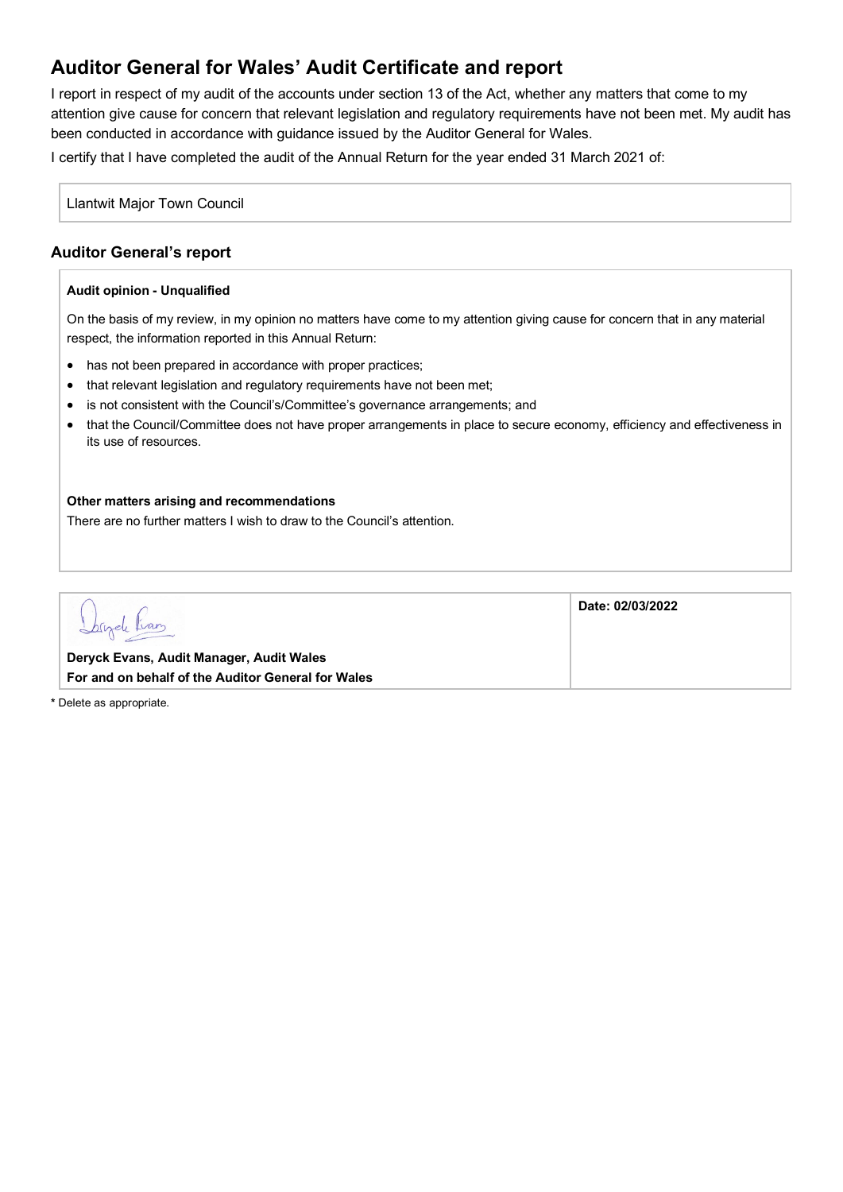# Auditor General for Wales' Audit Certificate and report

I report in respect of my audit of the accounts under section 13 of the Act, whether any matters that come to my attention give cause for concern that relevant legislation and regulatory requirements have not been met. My audit has been conducted in accordance with guidance issued by the Auditor General for Wales.

I certify that I have completed the audit of the Annual Return for the year ended 31 March 2021 of:

Llantwit Major Town Council

## Auditor General's report

**Audit opinion - Unqualified**

On the basis of my review, in my opinion no matters have come to my attention giving cause for concern that in any material respect, the information reported in this Annual Return:

- has not been prepared in accordance with proper practices;
- that relevant legislation and regulatory requirements have not been met;
- is not consistent with the Council's/Committee's governance arrangements; and
- that the Council/Committee does not have proper arrangements in place to secure economy, efficiency and effectiveness in its use of resources.

**Other matters arising and recommendations**

There are no further matters I wish to draw to the Council's attention.

| | |
|---|---|
| Deryck Evans<br>**Deryck Evans, Audit Manager, Audit Wales**<br>**For and on behalf of the Auditor General for Wales** | **Date: 02/03/2022** |

**\*** Delete as appropriate.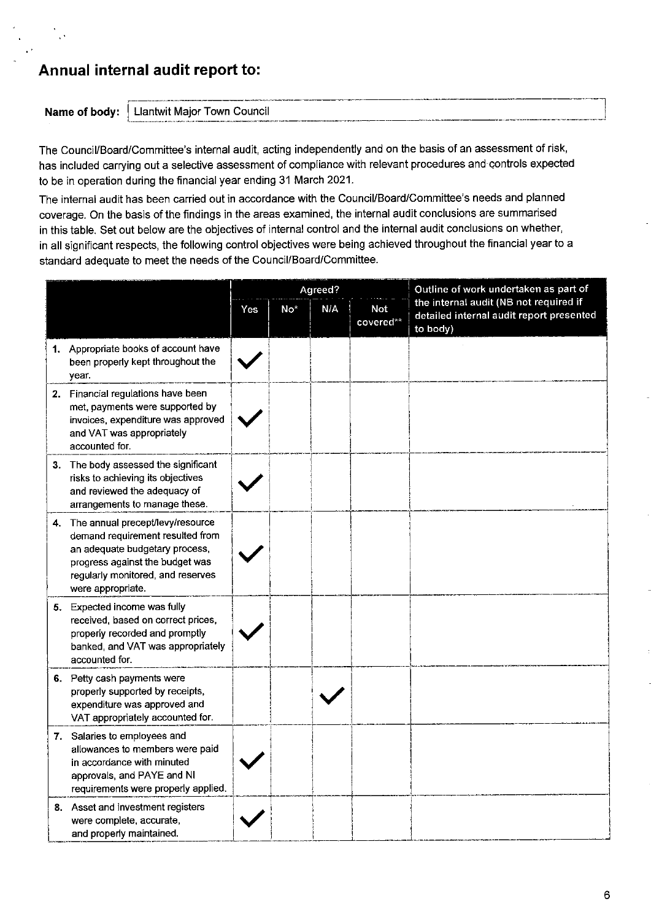## Annual internal audit report to:

**Name of body:** Llantwit Major Town Council

The Council/Board/Committee's internal audit, acting independently and on the basis of an assessment of risk, has included carrying out a selective assessment of compliance with relevant procedures and controls expected to be in operation during the financial year ending 31 March 2021.

The internal audit has been carried out in accordance with the Council/Board/Committee's needs and planned coverage. On the basis of the findings in the areas examined, the internal audit conclusions are summarised in this table. Set out below are the objectives of internal control and the internal audit conclusions on whether, in all significant respects, the following control objectives were being achieved throughout the financial year to a standard adequate to meet the needs of the Council/Board/Committee.

| | Agreed? | | | | Outline of work undertaken as part of the internal audit (NB not required if detailed internal audit report presented to body) |
|---|---|---|---|---|---|
| | Yes | No* | N/A | Not covered** | |
| 1. Appropriate books of account have been properly kept throughout the year. | ✓ | | | | |
| 2. Financial regulations have been met, payments were supported by invoices, expenditure was approved and VAT was appropriately accounted for. | ✓ | | | | |
| 3. The body assessed the significant risks to achieving its objectives and reviewed the adequacy of arrangements to manage these. | ✓ | | | | |
| 4. The annual precept/levy/resource demand requirement resulted from an adequate budgetary process, progress against the budget was regularly monitored, and reserves were appropriate. | ✓ | | | | |
| 5. Expected income was fully received, based on correct prices, properly recorded and promptly banked, and VAT was appropriately accounted for. | ✓ | | | | |
| 6. Petty cash payments were properly supported by receipts, expenditure was approved and VAT appropriately accounted for. | | | ✓ | | |
| 7. Salaries to employees and allowances to members were paid in accordance with minuted approvals, and PAYE and NI requirements were properly applied. | ✓ | | | | |
| 8. Asset and investment registers were complete, accurate, and properly maintained. | ✓ | | | | |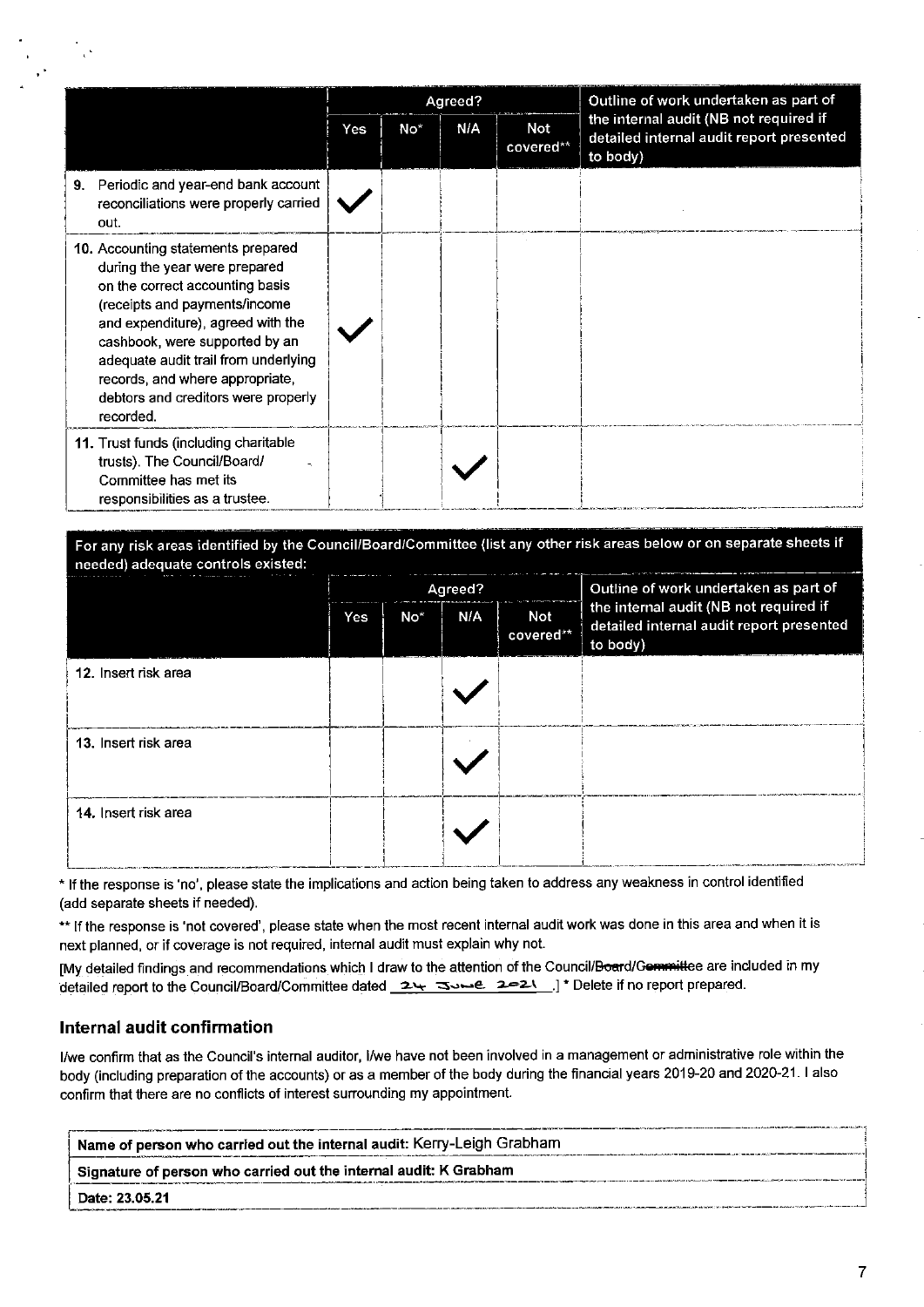| | Agreed? | | | | Outline of work undertaken as part of the internal audit (NB not required if detailed internal audit report presented to body) |
|---|---|---|---|---|---|
| | Yes | No* | N/A | Not covered** | |
| 9. Periodic and year-end bank account reconciliations were properly carried out. | ✓ | | | | |
| 10. Accounting statements prepared during the year were prepared on the correct accounting basis (receipts and payments/income and expenditure), agreed with the cashbook, were supported by an adequate audit trail from underlying records, and where appropriate, debtors and creditors were properly recorded. | ✓ | | | | |
| 11. Trust funds (including charitable trusts). The Council/Board/ Committee has met its responsibilities as a trustee. | | | ✓ | | |

For any risk areas identified by the Council/Board/Committee (list any other risk areas below or on separate sheets if needed) adequate controls existed:

| | Agreed? | | | | Outline of work undertaken as part of the internal audit (NB not required if detailed internal audit report presented to body) |
|---|---|---|---|---|---|
| | Yes | No* | N/A | Not covered** | |
| 12. Insert risk area | | | ✓ | | |
| 13. Insert risk area | | | ✓ | | |
| 14. Insert risk area | | | ✓ | | |

* If the response is 'no', please state the implications and action being taken to address any weakness in control identified (add separate sheets if needed).

** If the response is 'not covered', please state when the most recent internal audit work was done in this area and when it is next planned, or if coverage is not required, internal audit must explain why not.

[My detailed findings and recommendations which I draw to the attention of the Council/~~Board~~/~~Committee~~ are included in my detailed report to the Council/Board/Committee dated 24 June 2021 .] * Delete if no report prepared.

## Internal audit confirmation

I/we confirm that as the Council's internal auditor, I/we have not been involved in a management or administrative role within the body (including preparation of the accounts) or as a member of the body during the financial years 2019-20 and 2020-21. I also confirm that there are no conflicts of interest surrounding my appointment.

| |
|---|
| **Name of person who carried out the internal audit:** Kerry-Leigh Grabham |
| **Signature of person who carried out the internal audit: K Grabham** |
| **Date: 23.05.21** |